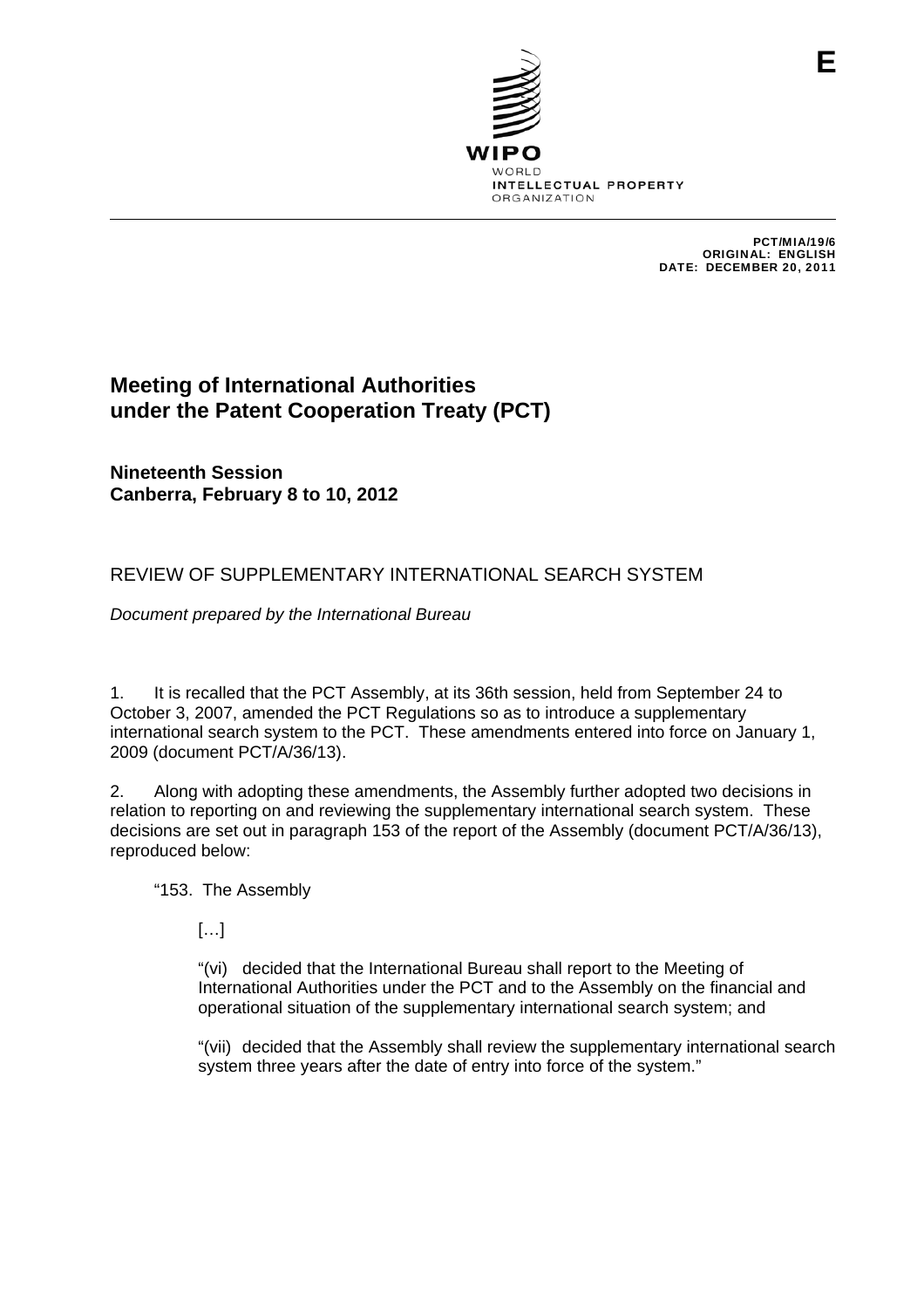E

WIPO
WORLD
INTELLECTUAL PROPERTY
ORGANIZATION

PCT/MIA/19/6
ORIGINAL: ENGLISH
DATE: DECEMBER 20, 2011

# Meeting of International Authorities under the Patent Cooperation Treaty (PCT)

**Nineteenth Session**
**Canberra, February 8 to 10, 2012**

## REVIEW OF SUPPLEMENTARY INTERNATIONAL SEARCH SYSTEM

*Document prepared by the International Bureau*

1. It is recalled that the PCT Assembly, at its 36th session, held from September 24 to October 3, 2007, amended the PCT Regulations so as to introduce a supplementary international search system to the PCT. These amendments entered into force on January 1, 2009 (document PCT/A/36/13).

2. Along with adopting these amendments, the Assembly further adopted two decisions in relation to reporting on and reviewing the supplementary international search system. These decisions are set out in paragraph 153 of the report of the Assembly (document PCT/A/36/13), reproduced below:

> "153. The Assembly
>
> […]
>
> "(vi) decided that the International Bureau shall report to the Meeting of International Authorities under the PCT and to the Assembly on the financial and operational situation of the supplementary international search system; and
>
> "(vii) decided that the Assembly shall review the supplementary international search system three years after the date of entry into force of the system."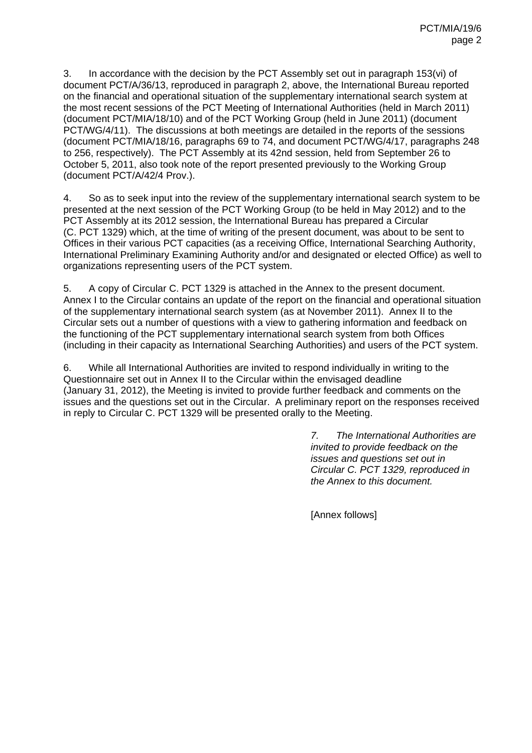3. In accordance with the decision by the PCT Assembly set out in paragraph 153(vi) of document PCT/A/36/13, reproduced in paragraph 2, above, the International Bureau reported on the financial and operational situation of the supplementary international search system at the most recent sessions of the PCT Meeting of International Authorities (held in March 2011) (document PCT/MIA/18/10) and of the PCT Working Group (held in June 2011) (document PCT/WG/4/11). The discussions at both meetings are detailed in the reports of the sessions (document PCT/MIA/18/16, paragraphs 69 to 74, and document PCT/WG/4/17, paragraphs 248 to 256, respectively). The PCT Assembly at its 42nd session, held from September 26 to October 5, 2011, also took note of the report presented previously to the Working Group (document PCT/A/42/4 Prov.).

4. So as to seek input into the review of the supplementary international search system to be presented at the next session of the PCT Working Group (to be held in May 2012) and to the PCT Assembly at its 2012 session, the International Bureau has prepared a Circular (C. PCT 1329) which, at the time of writing of the present document, was about to be sent to Offices in their various PCT capacities (as a receiving Office, International Searching Authority, International Preliminary Examining Authority and/or and designated or elected Office) as well to organizations representing users of the PCT system.

5. A copy of Circular C. PCT 1329 is attached in the Annex to the present document. Annex I to the Circular contains an update of the report on the financial and operational situation of the supplementary international search system (as at November 2011). Annex II to the Circular sets out a number of questions with a view to gathering information and feedback on the functioning of the PCT supplementary international search system from both Offices (including in their capacity as International Searching Authorities) and users of the PCT system.

6. While all International Authorities are invited to respond individually in writing to the Questionnaire set out in Annex II to the Circular within the envisaged deadline (January 31, 2012), the Meeting is invited to provide further feedback and comments on the issues and the questions set out in the Circular. A preliminary report on the responses received in reply to Circular C. PCT 1329 will be presented orally to the Meeting.

*7. The International Authorities are invited to provide feedback on the issues and questions set out in Circular C. PCT 1329, reproduced in the Annex to this document.*

[Annex follows]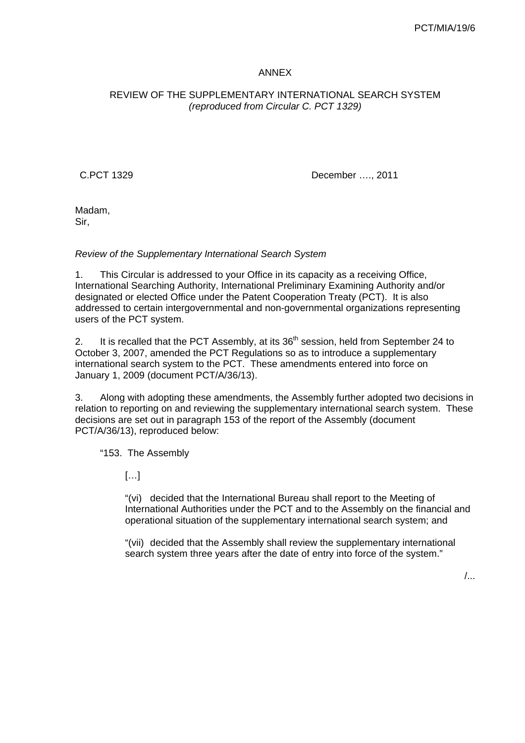ANNEX

REVIEW OF THE SUPPLEMENTARY INTERNATIONAL SEARCH SYSTEM
*(reproduced from Circular C. PCT 1329)*

C.PCT 1329 December …., 2011

Madam,
Sir,

*Review of the Supplementary International Search System*

1. This Circular is addressed to your Office in its capacity as a receiving Office, International Searching Authority, International Preliminary Examining Authority and/or designated or elected Office under the Patent Cooperation Treaty (PCT). It is also addressed to certain intergovernmental and non-governmental organizations representing users of the PCT system.

2. It is recalled that the PCT Assembly, at its 36th session, held from September 24 to October 3, 2007, amended the PCT Regulations so as to introduce a supplementary international search system to the PCT. These amendments entered into force on January 1, 2009 (document PCT/A/36/13).

3. Along with adopting these amendments, the Assembly further adopted two decisions in relation to reporting on and reviewing the supplementary international search system. These decisions are set out in paragraph 153 of the report of the Assembly (document PCT/A/36/13), reproduced below:

> "153. The Assembly
>
> […]
>
> "(vi) decided that the International Bureau shall report to the Meeting of International Authorities under the PCT and to the Assembly on the financial and operational situation of the supplementary international search system; and
>
> "(vii) decided that the Assembly shall review the supplementary international search system three years after the date of entry into force of the system."

/...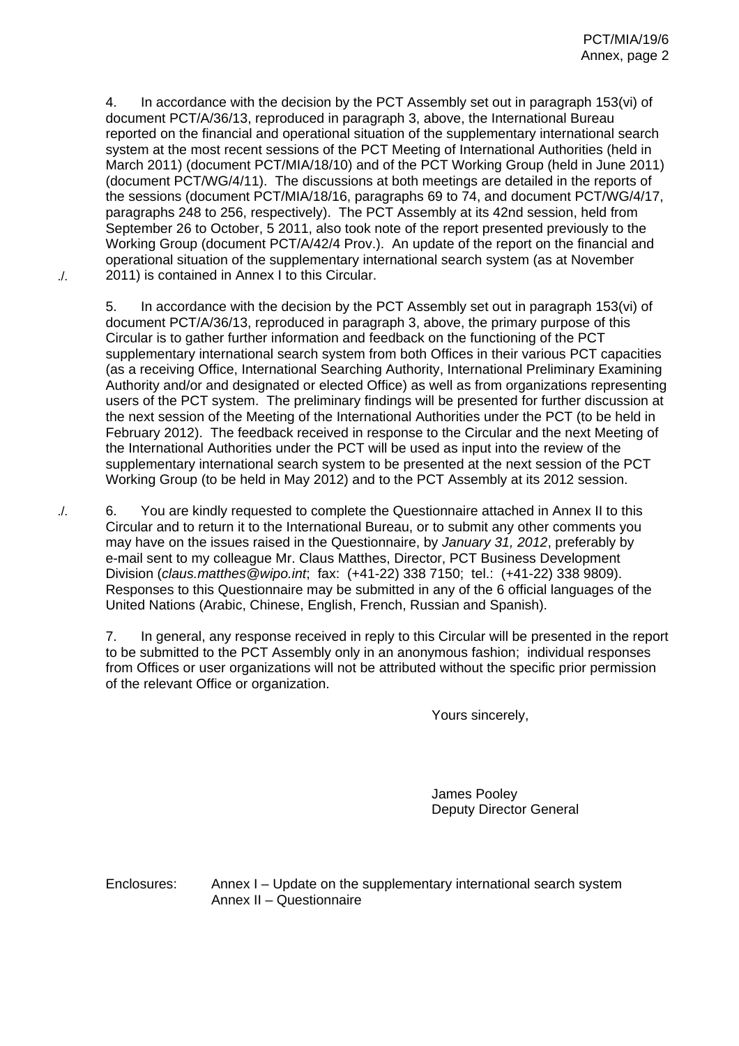4. In accordance with the decision by the PCT Assembly set out in paragraph 153(vi) of document PCT/A/36/13, reproduced in paragraph 3, above, the International Bureau reported on the financial and operational situation of the supplementary international search system at the most recent sessions of the PCT Meeting of International Authorities (held in March 2011) (document PCT/MIA/18/10) and of the PCT Working Group (held in June 2011) (document PCT/WG/4/11). The discussions at both meetings are detailed in the reports of the sessions (document PCT/MIA/18/16, paragraphs 69 to 74, and document PCT/WG/4/17, paragraphs 248 to 256, respectively). The PCT Assembly at its 42nd session, held from September 26 to October, 5 2011, also took note of the report presented previously to the Working Group (document PCT/A/42/4 Prov.). An update of the report on the financial and operational situation of the supplementary international search system (as at November 2011) is contained in Annex I to this Circular.

5. In accordance with the decision by the PCT Assembly set out in paragraph 153(vi) of document PCT/A/36/13, reproduced in paragraph 3, above, the primary purpose of this Circular is to gather further information and feedback on the functioning of the PCT supplementary international search system from both Offices in their various PCT capacities (as a receiving Office, International Searching Authority, International Preliminary Examining Authority and/or and designated or elected Office) as well as from organizations representing users of the PCT system. The preliminary findings will be presented for further discussion at the next session of the Meeting of the International Authorities under the PCT (to be held in February 2012). The feedback received in response to the Circular and the next Meeting of the International Authorities under the PCT will be used as input into the review of the supplementary international search system to be presented at the next session of the PCT Working Group (to be held in May 2012) and to the PCT Assembly at its 2012 session.

6. You are kindly requested to complete the Questionnaire attached in Annex II to this Circular and to return it to the International Bureau, or to submit any other comments you may have on the issues raised in the Questionnaire, by *January 31, 2012*, preferably by e-mail sent to my colleague Mr. Claus Matthes, Director, PCT Business Development Division (*claus.matthes@wipo.int*; fax: (+41-22) 338 7150; tel.: (+41-22) 338 9809). Responses to this Questionnaire may be submitted in any of the 6 official languages of the United Nations (Arabic, Chinese, English, French, Russian and Spanish).

7. In general, any response received in reply to this Circular will be presented in the report to be submitted to the PCT Assembly only in an anonymous fashion; individual responses from Offices or user organizations will not be attributed without the specific prior permission of the relevant Office or organization.

Yours sincerely,

James Pooley
Deputy Director General

Enclosures: Annex I – Update on the supplementary international search system
Annex II – Questionnaire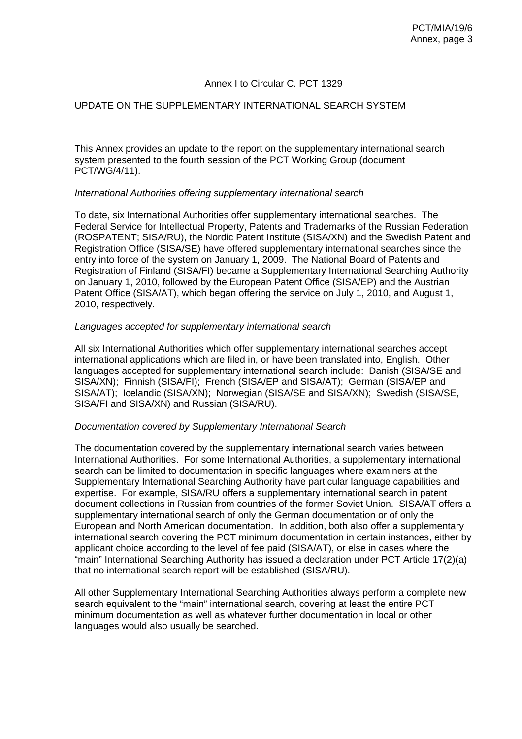Annex I to Circular C. PCT 1329

UPDATE ON THE SUPPLEMENTARY INTERNATIONAL SEARCH SYSTEM

This Annex provides an update to the report on the supplementary international search system presented to the fourth session of the PCT Working Group (document PCT/WG/4/11).

*International Authorities offering supplementary international search*

To date, six International Authorities offer supplementary international searches. The Federal Service for Intellectual Property, Patents and Trademarks of the Russian Federation (ROSPATENT; SISA/RU), the Nordic Patent Institute (SISA/XN) and the Swedish Patent and Registration Office (SISA/SE) have offered supplementary international searches since the entry into force of the system on January 1, 2009. The National Board of Patents and Registration of Finland (SISA/FI) became a Supplementary International Searching Authority on January 1, 2010, followed by the European Patent Office (SISA/EP) and the Austrian Patent Office (SISA/AT), which began offering the service on July 1, 2010, and August 1, 2010, respectively.

*Languages accepted for supplementary international search*

All six International Authorities which offer supplementary international searches accept international applications which are filed in, or have been translated into, English. Other languages accepted for supplementary international search include: Danish (SISA/SE and SISA/XN); Finnish (SISA/FI); French (SISA/EP and SISA/AT); German (SISA/EP and SISA/AT); Icelandic (SISA/XN); Norwegian (SISA/SE and SISA/XN); Swedish (SISA/SE, SISA/FI and SISA/XN) and Russian (SISA/RU).

*Documentation covered by Supplementary International Search*

The documentation covered by the supplementary international search varies between International Authorities. For some International Authorities, a supplementary international search can be limited to documentation in specific languages where examiners at the Supplementary International Searching Authority have particular language capabilities and expertise. For example, SISA/RU offers a supplementary international search in patent document collections in Russian from countries of the former Soviet Union. SISA/AT offers a supplementary international search of only the German documentation or of only the European and North American documentation. In addition, both also offer a supplementary international search covering the PCT minimum documentation in certain instances, either by applicant choice according to the level of fee paid (SISA/AT), or else in cases where the "main" International Searching Authority has issued a declaration under PCT Article 17(2)(a) that no international search report will be established (SISA/RU).

All other Supplementary International Searching Authorities always perform a complete new search equivalent to the "main" international search, covering at least the entire PCT minimum documentation as well as whatever further documentation in local or other languages would also usually be searched.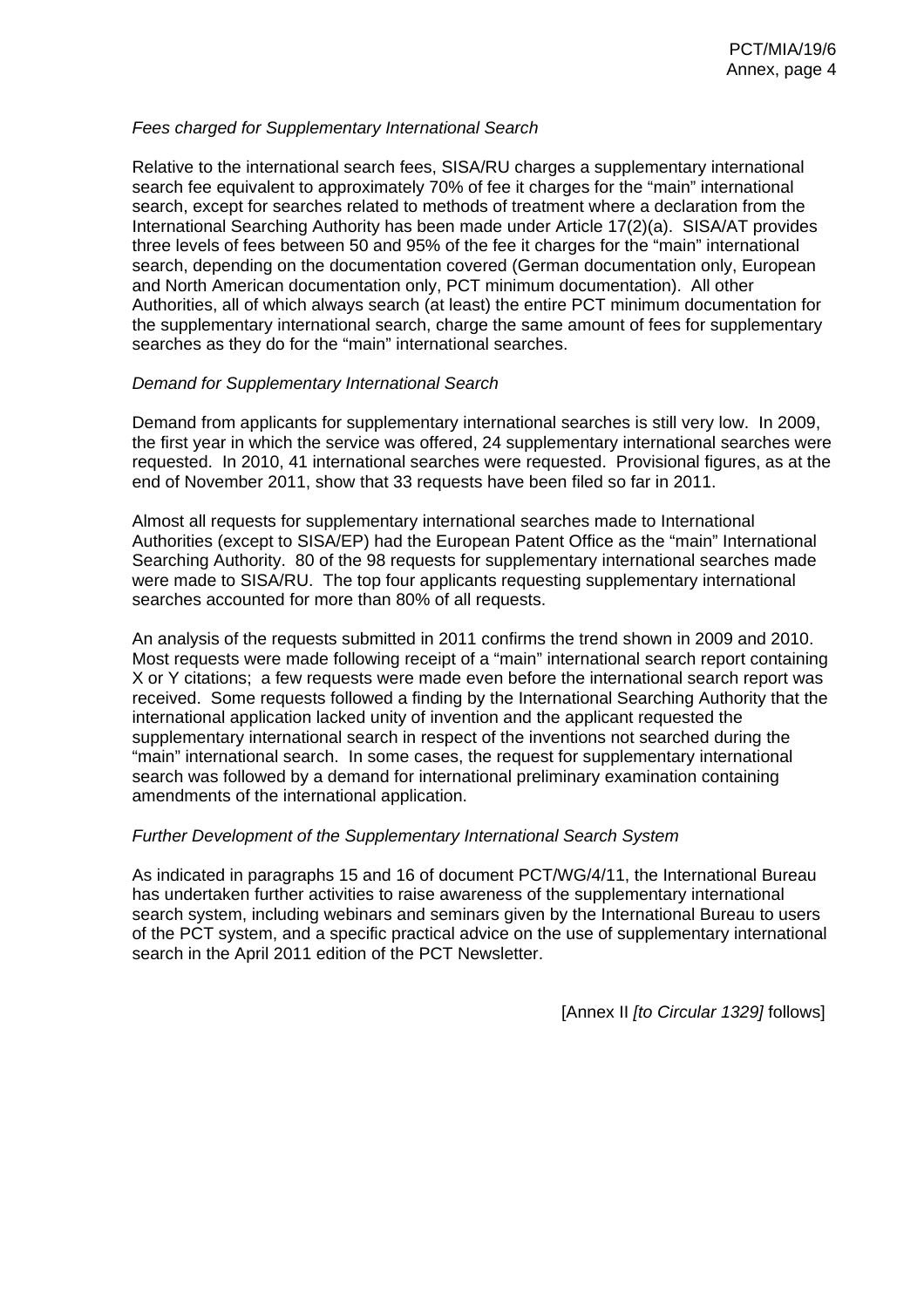*Fees charged for Supplementary International Search*

Relative to the international search fees, SISA/RU charges a supplementary international search fee equivalent to approximately 70% of fee it charges for the "main" international search, except for searches related to methods of treatment where a declaration from the International Searching Authority has been made under Article 17(2)(a). SISA/AT provides three levels of fees between 50 and 95% of the fee it charges for the "main" international search, depending on the documentation covered (German documentation only, European and North American documentation only, PCT minimum documentation). All other Authorities, all of which always search (at least) the entire PCT minimum documentation for the supplementary international search, charge the same amount of fees for supplementary searches as they do for the "main" international searches.

*Demand for Supplementary International Search*

Demand from applicants for supplementary international searches is still very low. In 2009, the first year in which the service was offered, 24 supplementary international searches were requested. In 2010, 41 international searches were requested. Provisional figures, as at the end of November 2011, show that 33 requests have been filed so far in 2011.

Almost all requests for supplementary international searches made to International Authorities (except to SISA/EP) had the European Patent Office as the "main" International Searching Authority. 80 of the 98 requests for supplementary international searches made were made to SISA/RU. The top four applicants requesting supplementary international searches accounted for more than 80% of all requests.

An analysis of the requests submitted in 2011 confirms the trend shown in 2009 and 2010. Most requests were made following receipt of a "main" international search report containing X or Y citations; a few requests were made even before the international search report was received. Some requests followed a finding by the International Searching Authority that the international application lacked unity of invention and the applicant requested the supplementary international search in respect of the inventions not searched during the "main" international search. In some cases, the request for supplementary international search was followed by a demand for international preliminary examination containing amendments of the international application.

*Further Development of the Supplementary International Search System*

As indicated in paragraphs 15 and 16 of document PCT/WG/4/11, the International Bureau has undertaken further activities to raise awareness of the supplementary international search system, including webinars and seminars given by the International Bureau to users of the PCT system, and a specific practical advice on the use of supplementary international search in the April 2011 edition of the PCT Newsletter.

[Annex II *[to Circular 1329]* follows]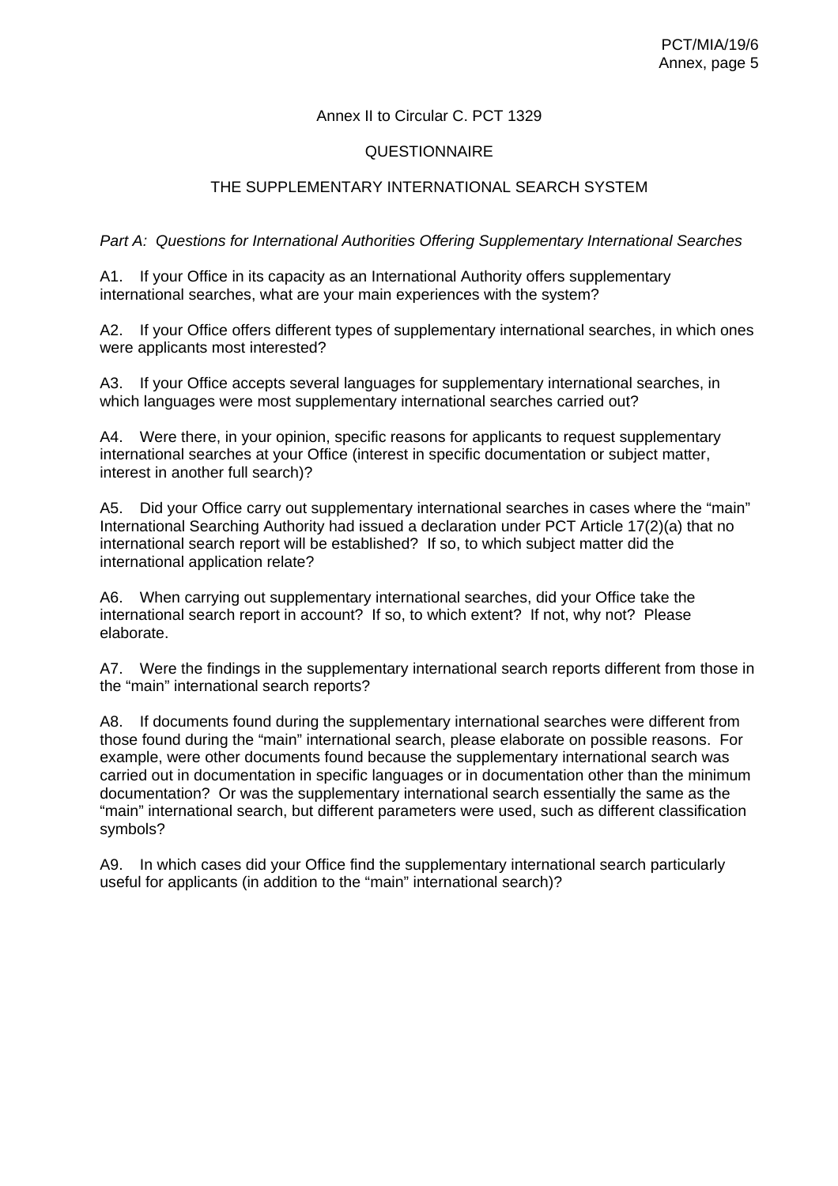Annex II to Circular C. PCT 1329

QUESTIONNAIRE

THE SUPPLEMENTARY INTERNATIONAL SEARCH SYSTEM

*Part A: Questions for International Authorities Offering Supplementary International Searches*

A1. If your Office in its capacity as an International Authority offers supplementary international searches, what are your main experiences with the system?

A2. If your Office offers different types of supplementary international searches, in which ones were applicants most interested?

A3. If your Office accepts several languages for supplementary international searches, in which languages were most supplementary international searches carried out?

A4. Were there, in your opinion, specific reasons for applicants to request supplementary international searches at your Office (interest in specific documentation or subject matter, interest in another full search)?

A5. Did your Office carry out supplementary international searches in cases where the "main" International Searching Authority had issued a declaration under PCT Article 17(2)(a) that no international search report will be established? If so, to which subject matter did the international application relate?

A6. When carrying out supplementary international searches, did your Office take the international search report in account? If so, to which extent? If not, why not? Please elaborate.

A7. Were the findings in the supplementary international search reports different from those in the "main" international search reports?

A8. If documents found during the supplementary international searches were different from those found during the "main" international search, please elaborate on possible reasons. For example, were other documents found because the supplementary international search was carried out in documentation in specific languages or in documentation other than the minimum documentation? Or was the supplementary international search essentially the same as the "main" international search, but different parameters were used, such as different classification symbols?

A9. In which cases did your Office find the supplementary international search particularly useful for applicants (in addition to the "main" international search)?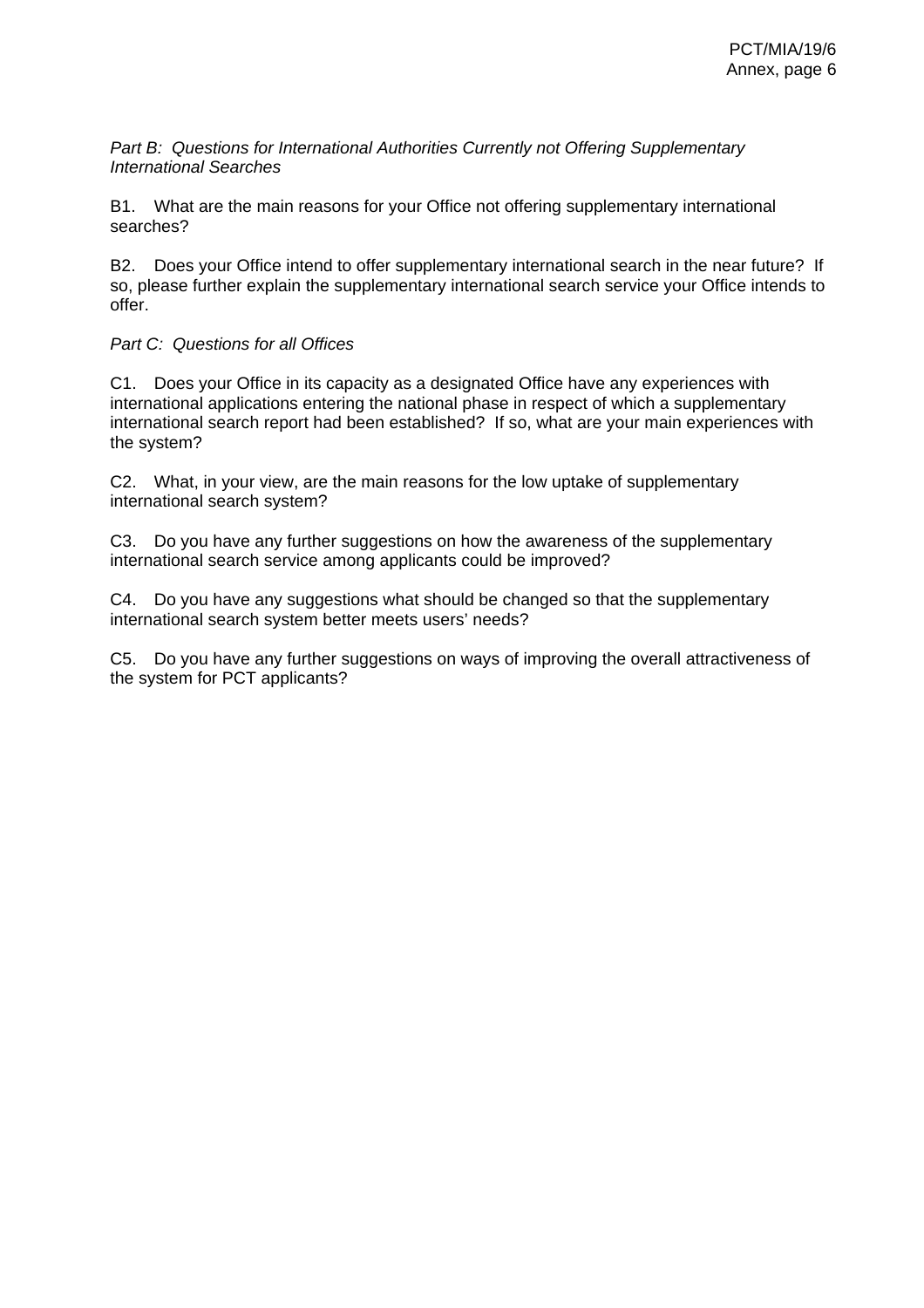*Part B: Questions for International Authorities Currently not Offering Supplementary International Searches*

B1. What are the main reasons for your Office not offering supplementary international searches?

B2. Does your Office intend to offer supplementary international search in the near future? If so, please further explain the supplementary international search service your Office intends to offer.

*Part C: Questions for all Offices*

C1. Does your Office in its capacity as a designated Office have any experiences with international applications entering the national phase in respect of which a supplementary international search report had been established? If so, what are your main experiences with the system?

C2. What, in your view, are the main reasons for the low uptake of supplementary international search system?

C3. Do you have any further suggestions on how the awareness of the supplementary international search service among applicants could be improved?

C4. Do you have any suggestions what should be changed so that the supplementary international search system better meets users' needs?

C5. Do you have any further suggestions on ways of improving the overall attractiveness of the system for PCT applicants?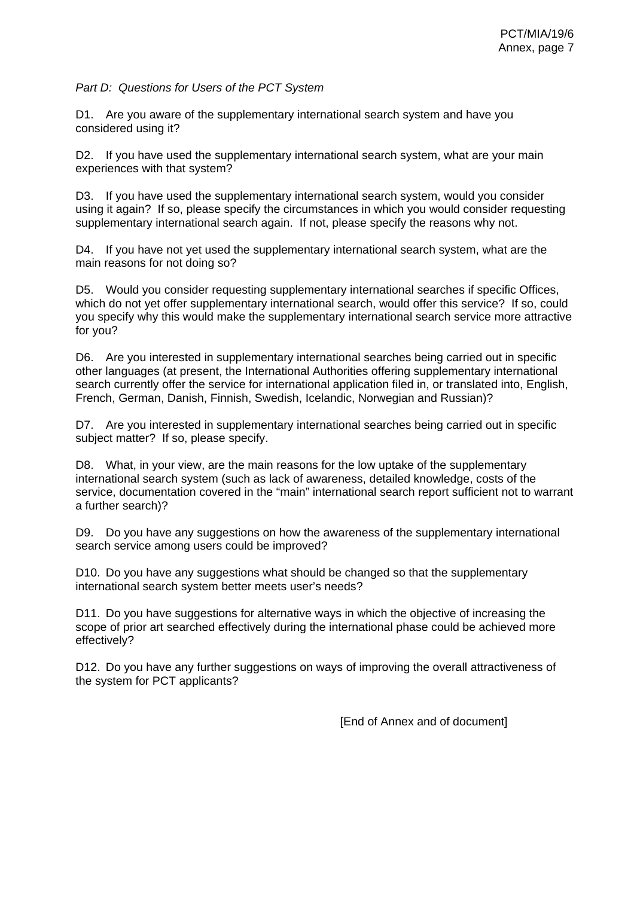*Part D: Questions for Users of the PCT System*

D1. Are you aware of the supplementary international search system and have you considered using it?

D2. If you have used the supplementary international search system, what are your main experiences with that system?

D3. If you have used the supplementary international search system, would you consider using it again? If so, please specify the circumstances in which you would consider requesting supplementary international search again. If not, please specify the reasons why not.

D4. If you have not yet used the supplementary international search system, what are the main reasons for not doing so?

D5. Would you consider requesting supplementary international searches if specific Offices, which do not yet offer supplementary international search, would offer this service? If so, could you specify why this would make the supplementary international search service more attractive for you?

D6. Are you interested in supplementary international searches being carried out in specific other languages (at present, the International Authorities offering supplementary international search currently offer the service for international application filed in, or translated into, English, French, German, Danish, Finnish, Swedish, Icelandic, Norwegian and Russian)?

D7. Are you interested in supplementary international searches being carried out in specific subject matter? If so, please specify.

D8. What, in your view, are the main reasons for the low uptake of the supplementary international search system (such as lack of awareness, detailed knowledge, costs of the service, documentation covered in the "main" international search report sufficient not to warrant a further search)?

D9. Do you have any suggestions on how the awareness of the supplementary international search service among users could be improved?

D10. Do you have any suggestions what should be changed so that the supplementary international search system better meets user's needs?

D11. Do you have suggestions for alternative ways in which the objective of increasing the scope of prior art searched effectively during the international phase could be achieved more effectively?

D12. Do you have any further suggestions on ways of improving the overall attractiveness of the system for PCT applicants?

[End of Annex and of document]